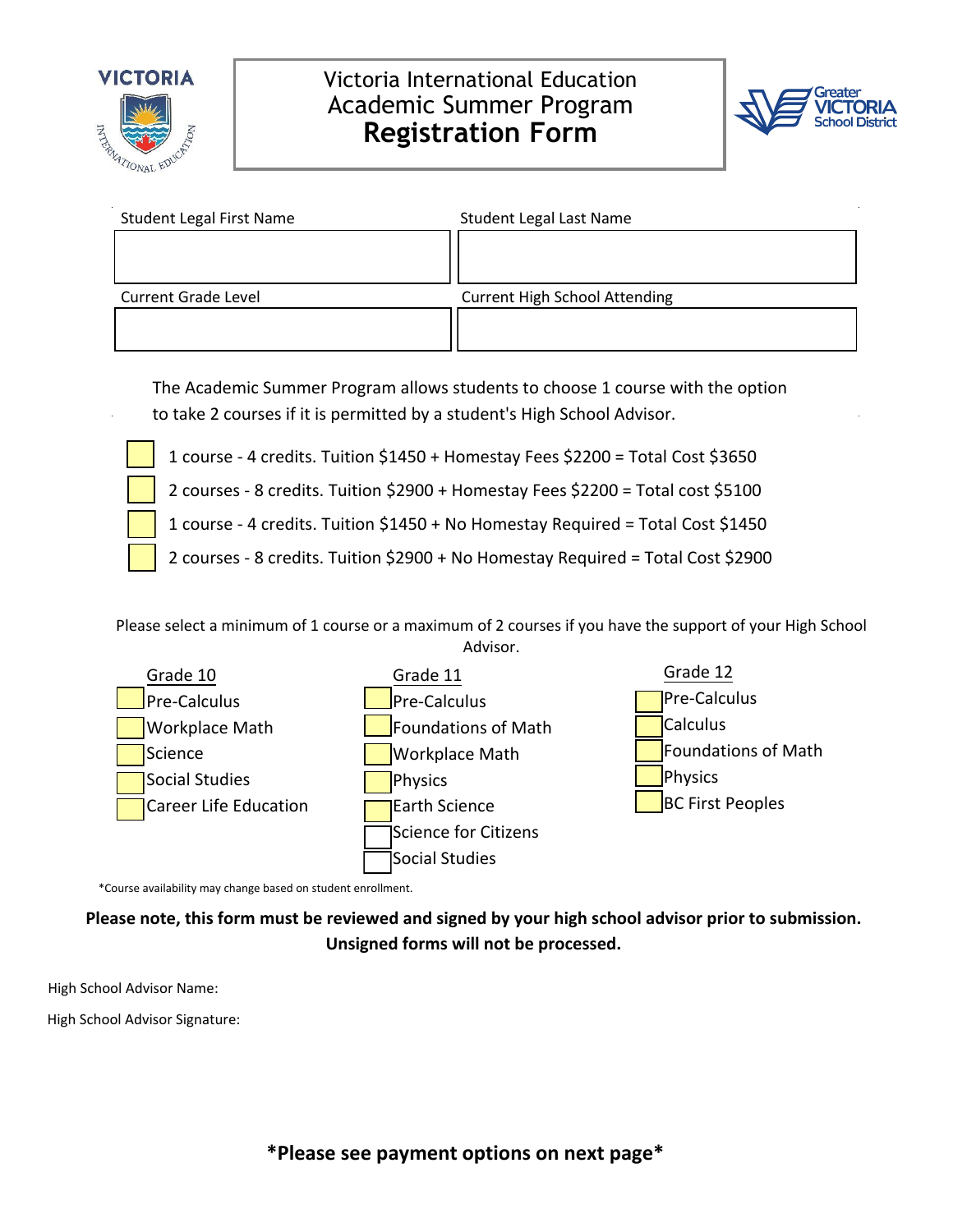# Victoria International Education
## Academic Summer Program
## Registration Form

| Student Legal First Name | Student Legal Last Name |
| --- | --- |
| | |
| **Current Grade Level** | **Current High School Attending** |
| | |

The Academic Summer Program allows students to choose 1 course with the option to take 2 courses if it is permitted by a student's High School Advisor.

- ☐ 1 course - 4 credits. Tuition $1450 + Homestay Fees $2200 = Total Cost $3650
- ☐ 2 courses - 8 credits. Tuition $2900 + Homestay Fees $2200 = Total cost $5100
- ☐ 1 course - 4 credits. Tuition $1450 + No Homestay Required = Total Cost $1450
- ☐ 2 courses - 8 credits. Tuition $2900 + No Homestay Required = Total Cost $2900

Please select a minimum of 1 course or a maximum of 2 courses if you have the support of your High School Advisor.

| Grade 10 | Grade 11 | Grade 12 |
| --- | --- | --- |
| ☐ Pre-Calculus | ☐ Pre-Calculus | ☐ Pre-Calculus |
| ☐ Workplace Math | ☐ Foundations of Math | ☐ Calculus |
| ☐ Science | ☐ Workplace Math | ☐ Foundations of Math |
| ☐ Social Studies | ☐ Physics | ☐ Physics |
| ☐ Career Life Education | ☐ Earth Science | ☐ BC First Peoples |
| | ☐ Science for Citizens | |
| | ☐ Social Studies | |

*Course availability may change based on student enrollment.

**Please note, this form must be reviewed and signed by your high school advisor prior to submission. Unsigned forms will not be processed.**

High School Advisor Name:

High School Advisor Signature:

**\*Please see payment options on next page\***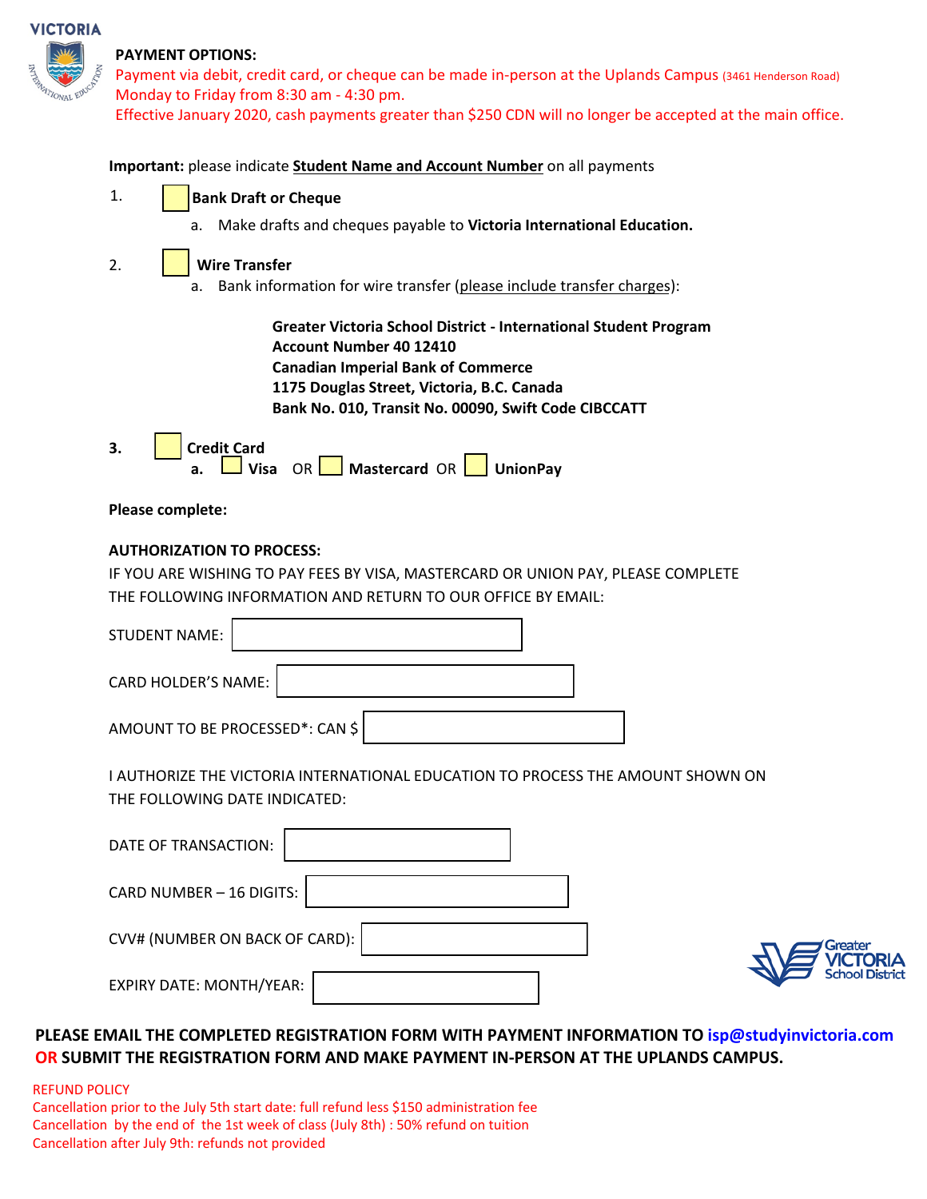VICTORIA

**PAYMENT OPTIONS:**

Payment via debit, credit card, or cheque can be made in-person at the Uplands Campus (3461 Henderson Road) Monday to Friday from 8:30 am - 4:30 pm.

Effective January 2020, cash payments greater than $250 CDN will no longer be accepted at the main office.

**Important:** please indicate **Student Name and Account Number** on all payments

1. ☐ **Bank Draft or Cheque**
   a. Make drafts and cheques payable to **Victoria International Education.**

2. ☐ **Wire Transfer**
   a. Bank information for wire transfer (please include transfer charges):

   **Greater Victoria School District - International Student Program**
   **Account Number 40 12410**
   **Canadian Imperial Bank of Commerce**
   **1175 Douglas Street, Victoria, B.C. Canada**
   **Bank No. 010, Transit No. 00090, Swift Code CIBCCATT**

3. ☐ **Credit Card**
   a. ☐ **Visa** OR ☐ **Mastercard** OR ☐ **UnionPay**

**Please complete:**

**AUTHORIZATION TO PROCESS:**

IF YOU ARE WISHING TO PAY FEES BY VISA, MASTERCARD OR UNION PAY, PLEASE COMPLETE THE FOLLOWING INFORMATION AND RETURN TO OUR OFFICE BY EMAIL:

STUDENT NAME: ______________________

CARD HOLDER'S NAME: ______________________

AMOUNT TO BE PROCESSED*: CAN $ ______________________

I AUTHORIZE THE VICTORIA INTERNATIONAL EDUCATION TO PROCESS THE AMOUNT SHOWN ON THE FOLLOWING DATE INDICATED:

DATE OF TRANSACTION: ______________________

CARD NUMBER – 16 DIGITS: ______________________

CVV# (NUMBER ON BACK OF CARD): ______________________

EXPIRY DATE: MONTH/YEAR: ______________________

Greater VICTORIA School District

**PLEASE EMAIL THE COMPLETED REGISTRATION FORM WITH PAYMENT INFORMATION TO isp@studyinvictoria.com OR SUBMIT THE REGISTRATION FORM AND MAKE PAYMENT IN-PERSON AT THE UPLANDS CAMPUS.**

REFUND POLICY

Cancellation prior to the July 5th start date: full refund less $150 administration fee

Cancellation by the end of the 1st week of class (July 8th) : 50% refund on tuition

Cancellation after July 9th: refunds not provided